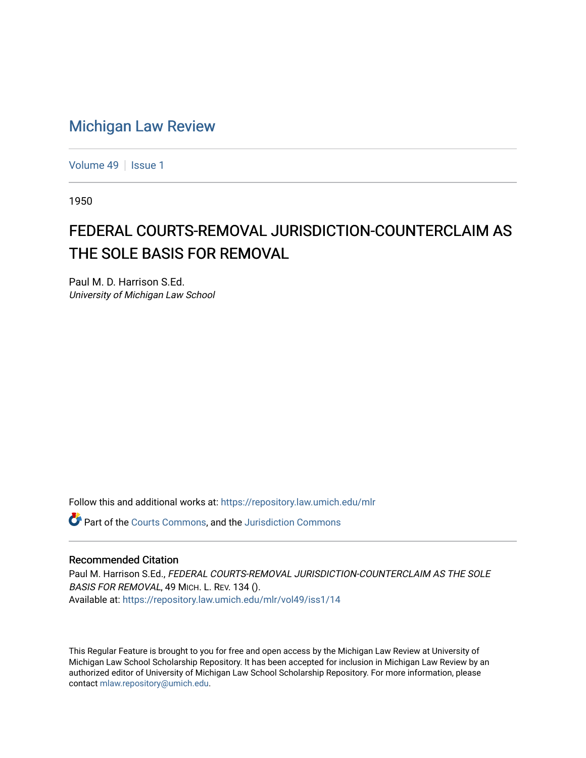# Michigan Law Review

Volume 49 | Issue 1

1950

## FEDERAL COURTS-REMOVAL JURISDICTION-COUNTERCLAIM AS THE SOLE BASIS FOR REMOVAL

Paul M. D. Harrison S.Ed.
*University of Michigan Law School*

Follow this and additional works at: https://repository.law.umich.edu/mlr

Part of the Courts Commons, and the Jurisdiction Commons

### Recommended Citation

Paul M. Harrison S.Ed., *FEDERAL COURTS-REMOVAL JURISDICTION-COUNTERCLAIM AS THE SOLE BASIS FOR REMOVAL*, 49 MICH. L. REV. 134 ().
Available at: https://repository.law.umich.edu/mlr/vol49/iss1/14

This Regular Feature is brought to you for free and open access by the Michigan Law Review at University of Michigan Law School Scholarship Repository. It has been accepted for inclusion in Michigan Law Review by an authorized editor of University of Michigan Law School Scholarship Repository. For more information, please contact mlaw.repository@umich.edu.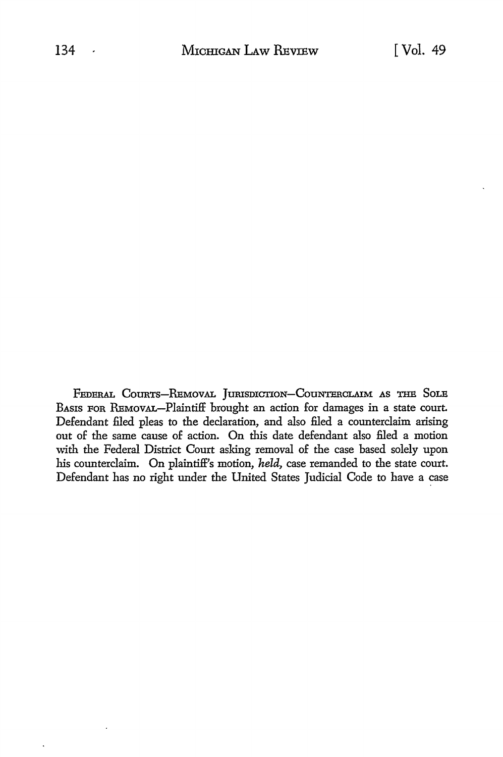FEDERAL COURTS—REMOVAL JURISDICTION—COUNTERCLAIM AS THE SOLE BASIS FOR REMOVAL—Plaintiff brought an action for damages in a state court. Defendant filed pleas to the declaration, and also filed a counterclaim arising out of the same cause of action. On this date defendant also filed a motion with the Federal District Court asking removal of the case based solely upon his counterclaim. On plaintiff's motion, *held,* case remanded to the state court. Defendant has no right under the United States Judicial Code to have a case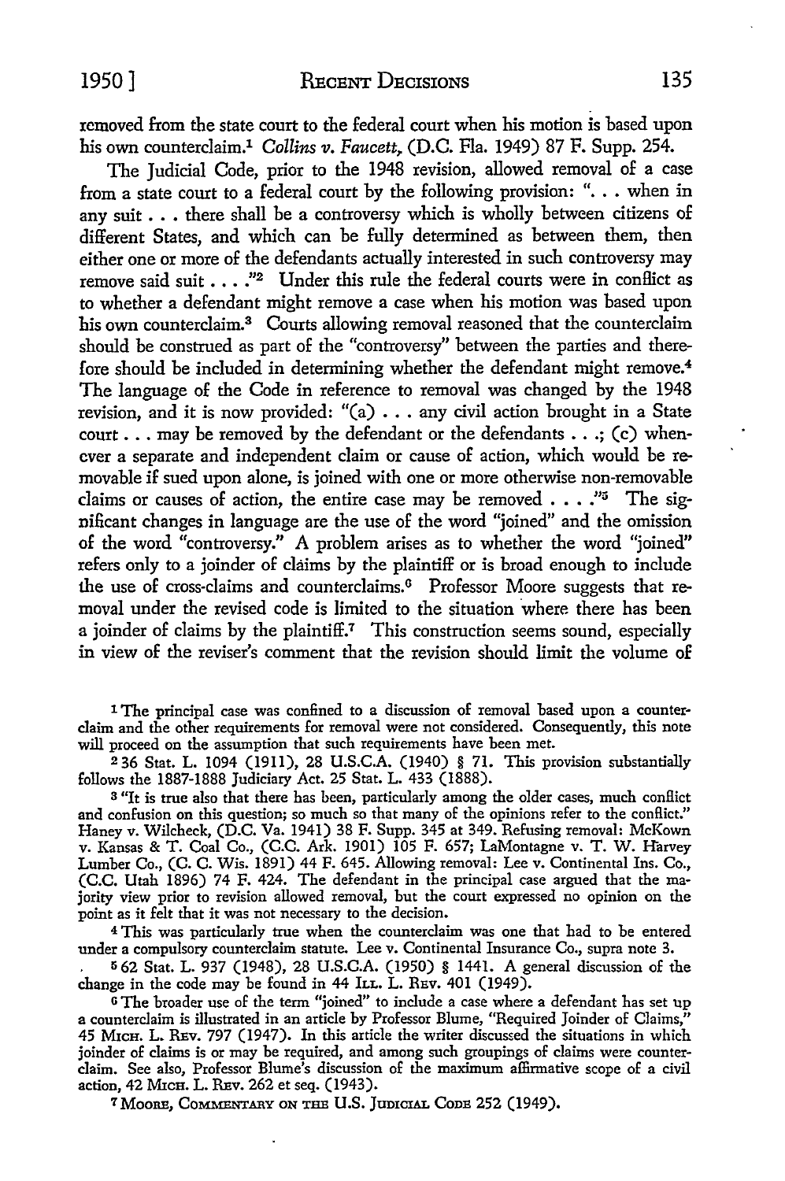removed from the state court to the federal court when his motion is based upon his own counterclaim.[1] *Collins v. Faucett*, (D.C. Fla. 1949) 87 F. Supp. 254.

The Judicial Code, prior to the 1948 revision, allowed removal of a case from a state court to a federal court by the following provision: ". . . when in any suit . . . there shall be a controversy which is wholly between citizens of different States, and which can be fully determined as between them, then either one or more of the defendants actually interested in such controversy may remove said suit . . . ."[2] Under this rule the federal courts were in conflict as to whether a defendant might remove a case when his motion was based upon his own counterclaim.[3] Courts allowing removal reasoned that the counterclaim should be construed as part of the "controversy" between the parties and therefore should be included in determining whether the defendant might remove.[4] The language of the Code in reference to removal was changed by the 1948 revision, and it is now provided: "(a) . . . any civil action brought in a State court . . . may be removed by the defendant or the defendants . . .; (c) whenever a separate and independent claim or cause of action, which would be removable if sued upon alone, is joined with one or more otherwise non-removable claims or causes of action, the entire case may be removed . . . ."[5] The significant changes in language are the use of the word "joined" and the omission of the word "controversy." A problem arises as to whether the word "joined" refers only to a joinder of claims by the plaintiff or is broad enough to include the use of cross-claims and counterclaims.[6] Professor Moore suggests that removal under the revised code is limited to the situation where there has been a joinder of claims by the plaintiff.[7] This construction seems sound, especially in view of the reviser's comment that the revision should limit the volume of

---

[1] The principal case was confined to a discussion of removal based upon a counterclaim and the other requirements for removal were not considered. Consequently, this note will proceed on the assumption that such requirements have been met.

[2] 36 Stat. L. 1094 (1911), 28 U.S.C.A. (1940) § 71. This provision substantially follows the 1887-1888 Judiciary Act. 25 Stat. L. 433 (1888).

[3] "It is true also that there has been, particularly among the older cases, much conflict and confusion on this question; so much so that many of the opinions refer to the conflict." Haney v. Wilcheck, (D.C. Va. 1941) 38 F. Supp. 345 at 349. Refusing removal: McKown v. Kansas & T. Coal Co., (C.C. Ark. 1901) 105 F. 657; LaMontagne v. T. W. Harvey Lumber Co., (C. C. Wis. 1891) 44 F. 645. Allowing removal: Lee v. Continental Ins. Co., (C.C. Utah 1896) 74 F. 424. The defendant in the principal case argued that the majority view prior to revision allowed removal, but the court expressed no opinion on the point as it felt that it was not necessary to the decision.

[4] This was particularly true when the counterclaim was one that had to be entered under a compulsory counterclaim statute. Lee v. Continental Insurance Co., supra note 3.

[5] 62 Stat. L. 937 (1948), 28 U.S.C.A. (1950) § 1441. A general discussion of the change in the code may be found in 44 Ill. L. Rev. 401 (1949).

[6] The broader use of the term "joined" to include a case where a defendant has set up a counterclaim is illustrated in an article by Professor Blume, "Required Joinder of Claims," 45 Mich. L. Rev. 797 (1947). In this article the writer discussed the situations in which joinder of claims is or may be required, and among such groupings of claims were counterclaim. See also, Professor Blume's discussion of the maximum affirmative scope of a civil action, 42 Mich. L. Rev. 262 et seq. (1943).

[7] Moore, Commentary on the U.S. Judicial Code 252 (1949).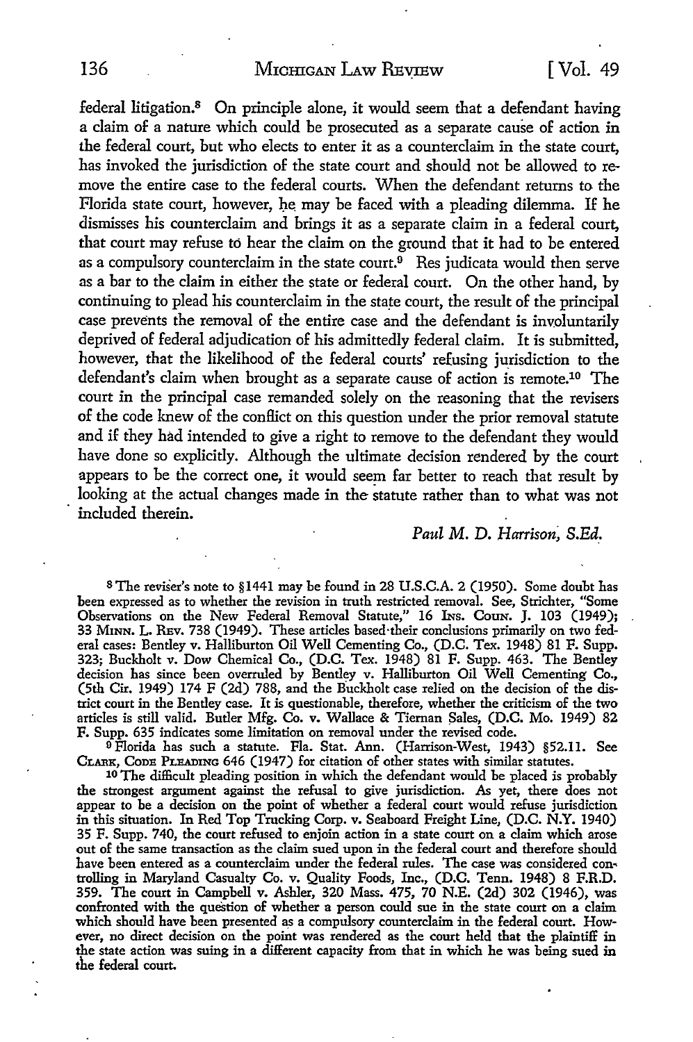federal litigation.[8] On principle alone, it would seem that a defendant having a claim of a nature which could be prosecuted as a separate cause of action in the federal court, but who elects to enter it as a counterclaim in the state court, has invoked the jurisdiction of the state court and should not be allowed to remove the entire case to the federal courts. When the defendant returns to the Florida state court, however, he may be faced with a pleading dilemma. If he dismisses his counterclaim and brings it as a separate claim in a federal court, that court may refuse to hear the claim on the ground that it had to be entered as a compulsory counterclaim in the state court.[9] Res judicata would then serve as a bar to the claim in either the state or federal court. On the other hand, by continuing to plead his counterclaim in the state court, the result of the principal case prevents the removal of the entire case and the defendant is involuntarily deprived of federal adjudication of his admittedly federal claim. It is submitted, however, that the likelihood of the federal courts' refusing jurisdiction to the defendant's claim when brought as a separate cause of action is remote.[10] The court in the principal case remanded solely on the reasoning that the revisers of the code knew of the conflict on this question under the prior removal statute and if they had intended to give a right to remove to the defendant they would have done so explicitly. Although the ultimate decision rendered by the court appears to be the correct one, it would seem far better to reach that result by looking at the actual changes made in the statute rather than to what was not included therein.

*Paul M. D. Harrison, S.Ed.*

---

[8] The reviser's note to §1441 may be found in 28 U.S.C.A. 2 (1950). Some doubt has been expressed as to whether the revision in truth restricted removal. See, Strichter, "Some Observations on the New Federal Removal Statute," 16 INS. COUN. J. 103 (1949); 33 MINN. L. REV. 738 (1949). These articles based their conclusions primarily on two federal cases: Bentley v. Halliburton Oil Well Cementing Co., (D.C. Tex. 1948) 81 F. Supp. 323; Buckholt v. Dow Chemical Co., (D.C. Tex. 1948) 81 F. Supp. 463. The Bentley decision has since been overruled by Bentley v. Halliburton Oil Well Cementing Co., (5th Cir. 1949) 174 F (2d) 788, and the Buckholt case relied on the decision of the district court in the Bentley case. It is questionable, therefore, whether the criticism of the two articles is still valid. Butler Mfg. Co. v. Wallace & Tiernan Sales, (D.C. Mo. 1949) 82 F. Supp. 635 indicates some limitation on removal under the revised code.

[9] Florida has such a statute. Fla. Stat. Ann. (Harrison-West, 1943) §52.11. See CLARK, CODE PLEADING 646 (1947) for citation of other states with similar statutes.

[10] The difficult pleading position in which the defendant would be placed is probably the strongest argument against the refusal to give jurisdiction. As yet, there does not appear to be a decision on the point of whether a federal court would refuse jurisdiction in this situation. In Red Top Trucking Corp. v. Seaboard Freight Line, (D.C. N.Y. 1940) 35 F. Supp. 740, the court refused to enjoin action in a state court on a claim which arose out of the same transaction as the claim sued upon in the federal court and therefore should have been entered as a counterclaim under the federal rules. The case was considered controlling in Maryland Casualty Co. v. Quality Foods, Inc., (D.C. Tenn. 1948) 8 F.R.D. 359. The court in Campbell v. Ashler, 320 Mass. 475, 70 N.E. (2d) 302 (1946), was confronted with the question of whether a person could sue in the state court on a claim which should have been presented as a compulsory counterclaim in the federal court. However, no direct decision on the point was rendered as the court held that the plaintiff in the state action was suing in a different capacity from that in which he was being sued in the federal court.